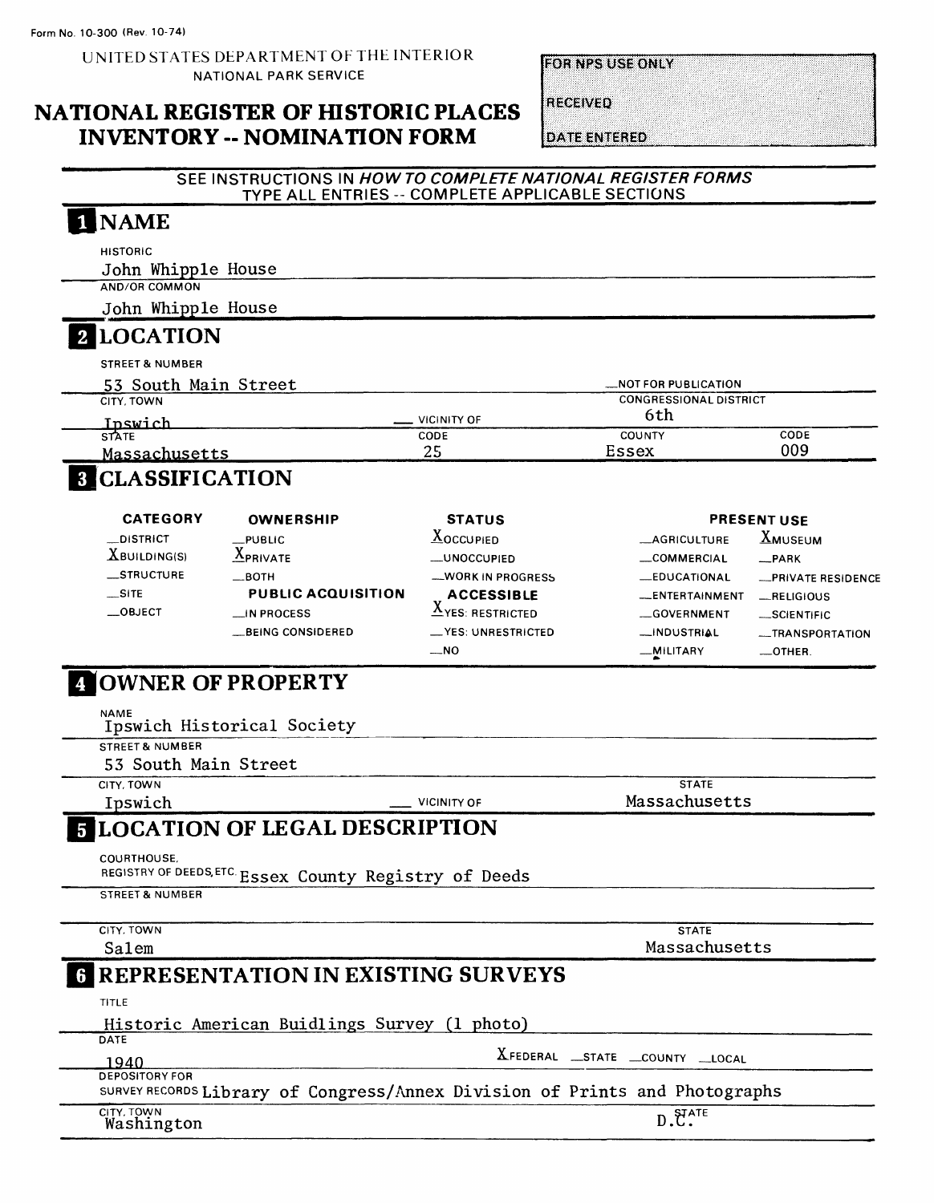Form No. 10-300 (Rev. 10-74)

UNITED STATES DEPARTMENT OF THE INTERIOR
NATIONAL PARK SERVICE

# NATIONAL REGISTER OF HISTORIC PLACES INVENTORY -- NOMINATION FORM

FOR NPS USE ONLY

RECEIVED

DATE ENTERED

SEE INSTRUCTIONS IN *HOW TO COMPLETE NATIONAL REGISTER FORMS*
TYPE ALL ENTRIES -- COMPLETE APPLICABLE SECTIONS

## 1 NAME

HISTORIC
John Whipple House

AND/OR COMMON
John Whipple House

## 2 LOCATION

STREET & NUMBER
53 South Main Street

__NOT FOR PUBLICATION

CITY, TOWN
Ipswich

__ VICINITY OF

CONGRESSIONAL DISTRICT
6th

| STATE | CODE | COUNTY | CODE |
|---|---|---|---|
| Massachusetts | 25 | Essex | 009 |

## 3 CLASSIFICATION

| CATEGORY | OWNERSHIP | STATUS | PRESENT USE | |
|---|---|---|---|---|
| __DISTRICT | __PUBLIC | X OCCUPIED | __AGRICULTURE | X MUSEUM |
| X BUILDING(S) | X PRIVATE | __UNOCCUPIED | __COMMERCIAL | __PARK |
| __STRUCTURE | __BOTH | __WORK IN PROGRESS | __EDUCATIONAL | __PRIVATE RESIDENCE |
| __SITE | **PUBLIC ACQUISITION** | **ACCESSIBLE** | __ENTERTAINMENT | __RELIGIOUS |
| __OBJECT | __IN PROCESS | X YES: RESTRICTED | __GOVERNMENT | __SCIENTIFIC |
| | __BEING CONSIDERED | __YES: UNRESTRICTED | __INDUSTRIAL | __TRANSPORTATION |
| | | __NO | __MILITARY | __OTHER: |

## 4 OWNER OF PROPERTY

NAME
Ipswich Historical Society

STREET & NUMBER
53 South Main Street

CITY, TOWN
Ipswich

__ VICINITY OF

STATE
Massachusetts

## 5 LOCATION OF LEGAL DESCRIPTION

COURTHOUSE,
REGISTRY OF DEEDS, ETC. Essex County Registry of Deeds

STREET & NUMBER

CITY, TOWN
Salem

STATE
Massachusetts

## 6 REPRESENTATION IN EXISTING SURVEYS

TITLE
Historic American Buidlings Survey (1 photo)

DATE
1940

X FEDERAL __STATE __COUNTY __LOCAL

DEPOSITORY FOR
SURVEY RECORDS Library of Congress/Annex Division of Prints and Photographs

CITY, TOWN
Washington

STATE
D.C.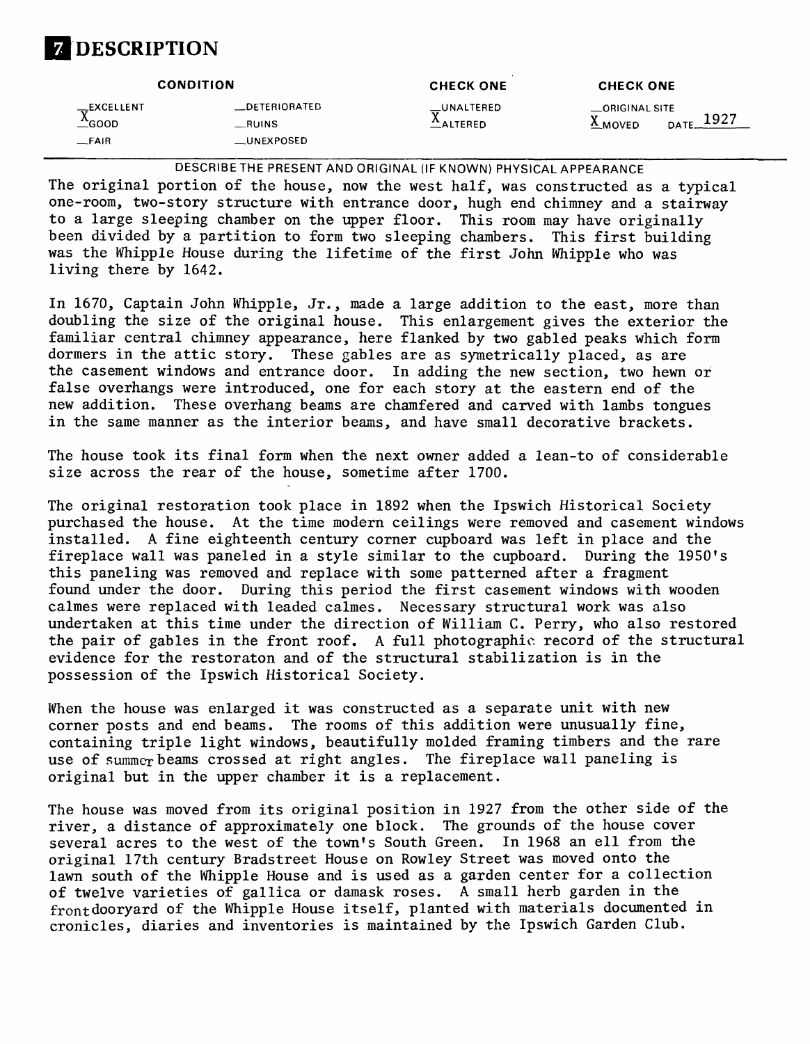# 7 DESCRIPTION

| CONDITION | | CHECK ONE | CHECK ONE |
|---|---|---|---|
| __EXCELLENT | __DETERIORATED | __UNALTERED | __ORIGINAL SITE |
| X GOOD | __RUINS | X ALTERED | X MOVED DATE 1927 |
| __FAIR | __UNEXPOSED | | |

DESCRIBE THE PRESENT AND ORIGINAL (IF KNOWN) PHYSICAL APPEARANCE

The original portion of the house, now the west half, was constructed as a typical one-room, two-story structure with entrance door, hugh end chimney and a stairway to a large sleeping chamber on the upper floor. This room may have originally been divided by a partition to form two sleeping chambers. This first building was the Whipple House during the lifetime of the first John Whipple who was living there by 1642.

In 1670, Captain John Whipple, Jr., made a large addition to the east, more than doubling the size of the original house. This enlargement gives the exterior the familiar central chimney appearance, here flanked by two gabled peaks which form dormers in the attic story. These gables are as symetrically placed, as are the casement windows and entrance door. In adding the new section, two hewn or false overhangs were introduced, one for each story at the eastern end of the new addition. These overhang beams are chamfered and carved with lambs tongues in the same manner as the interior beams, and have small decorative brackets.

The house took its final form when the next owner added a lean-to of considerable size across the rear of the house, sometime after 1700.

The original restoration took place in 1892 when the Ipswich Historical Society purchased the house. At the time modern ceilings were removed and casement windows installed. A fine eighteenth century corner cupboard was left in place and the fireplace wall was paneled in a style similar to the cupboard. During the 1950's this paneling was removed and replace with some patterned after a fragment found under the door. During this period the first casement windows with wooden calmes were replaced with leaded calmes. Necessary structural work was also undertaken at this time under the direction of William C. Perry, who also restored the pair of gables in the front roof. A full photographic record of the structural evidence for the restoraton and of the structural stabilization is in the possession of the Ipswich Historical Society.

When the house was enlarged it was constructed as a separate unit with new corner posts and end beams. The rooms of this addition were unusually fine, containing triple light windows, beautifully molded framing timbers and the rare use of summer beams crossed at right angles. The fireplace wall paneling is original but in the upper chamber it is a replacement.

The house was moved from its original position in 1927 from the other side of the river, a distance of approximately one block. The grounds of the house cover several acres to the west of the town's South Green. In 1968 an ell from the original 17th century Bradstreet House on Rowley Street was moved onto the lawn south of the Whipple House and is used as a garden center for a collection of twelve varieties of gallica or damask roses. A small herb garden in the frontdooryard of the Whipple House itself, planted with materials documented in cronicles, diaries and inventories is maintained by the Ipswich Garden Club.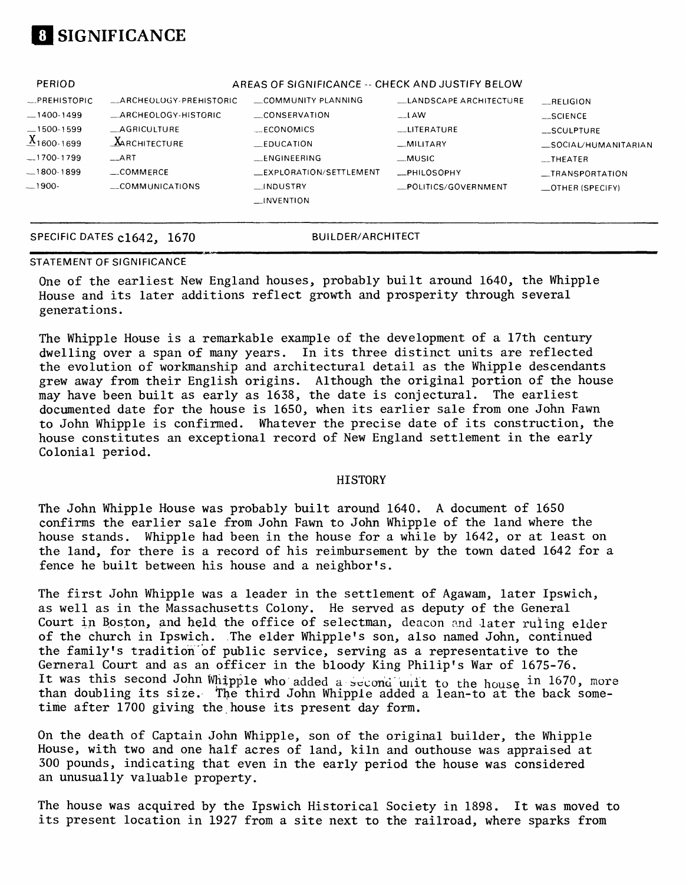# 8 SIGNIFICANCE

| PERIOD | AREAS OF SIGNIFICANCE -- CHECK AND JUSTIFY BELOW | | | |
|---|---|---|---|---|
| _PREHISTORIC | _ARCHEOLOGY-PREHISTORIC | _COMMUNITY PLANNING | _LANDSCAPE ARCHITECTURE | _RELIGION |
| _1400-1499 | _ARCHEOLOGY-HISTORIC | _CONSERVATION | _LAW | _SCIENCE |
| _1500-1599 | _AGRICULTURE | _ECONOMICS | _LITERATURE | _SCULPTURE |
| X 1600-1699 | X ARCHITECTURE | _EDUCATION | _MILITARY | _SOCIAL/HUMANITARIAN |
| _1700-1799 | _ART | _ENGINEERING | _MUSIC | _THEATER |
| _1800-1899 | _COMMERCE | _EXPLORATION/SETTLEMENT | _PHILOSOPHY | _TRANSPORTATION |
| _1900- | _COMMUNICATIONS | _INDUSTRY | _POLITICS/GOVERNMENT | _OTHER (SPECIFY) |
| | | _INVENTION | | |

SPECIFIC DATES c1642, 1670 BUILDER/ARCHITECT

STATEMENT OF SIGNIFICANCE

One of the earliest New England houses, probably built around 1640, the Whipple House and its later additions reflect growth and prosperity through several generations.

The Whipple House is a remarkable example of the development of a 17th century dwelling over a span of many years. In its three distinct units are reflected the evolution of workmanship and architectural detail as the Whipple descendants grew away from their English origins. Although the original portion of the house may have been built as early as 1638, the date is conjectural. The earliest documented date for the house is 1650, when its earlier sale from one John Fawn to John Whipple is confirmed. Whatever the precise date of its construction, the house constitutes an exceptional record of New England settlement in the early Colonial period.

## HISTORY

The John Whipple House was probably built around 1640. A document of 1650 confirms the earlier sale from John Fawn to John Whipple of the land where the house stands. Whipple had been in the house for a while by 1642, or at least on the land, for there is a record of his reimbursement by the town dated 1642 for a fence he built between his house and a neighbor's.

The first John Whipple was a leader in the settlement of Agawam, later Ipswich, as well as in the Massachusetts Colony. He served as deputy of the General Court in Boston, and held the office of selectman, deacon and later ruling elder of the church in Ipswich. The elder Whipple's son, also named John, continued the family's tradition of public service, serving as a representative to the Gerneral Court and as an officer in the bloody King Philip's War of 1675-76. It was this second John Whipple who added a second unit to the house in 1670, more than doubling its size. The third John Whipple added a lean-to at the back sometime after 1700 giving the house its present day form.

On the death of Captain John Whipple, son of the original builder, the Whipple House, with two and one half acres of land, kiln and outhouse was appraised at 300 pounds, indicating that even in the early period the house was considered an unusually valuable property.

The house was acquired by the Ipswich Historical Society in 1898. It was moved to its present location in 1927 from a site next to the railroad, where sparks from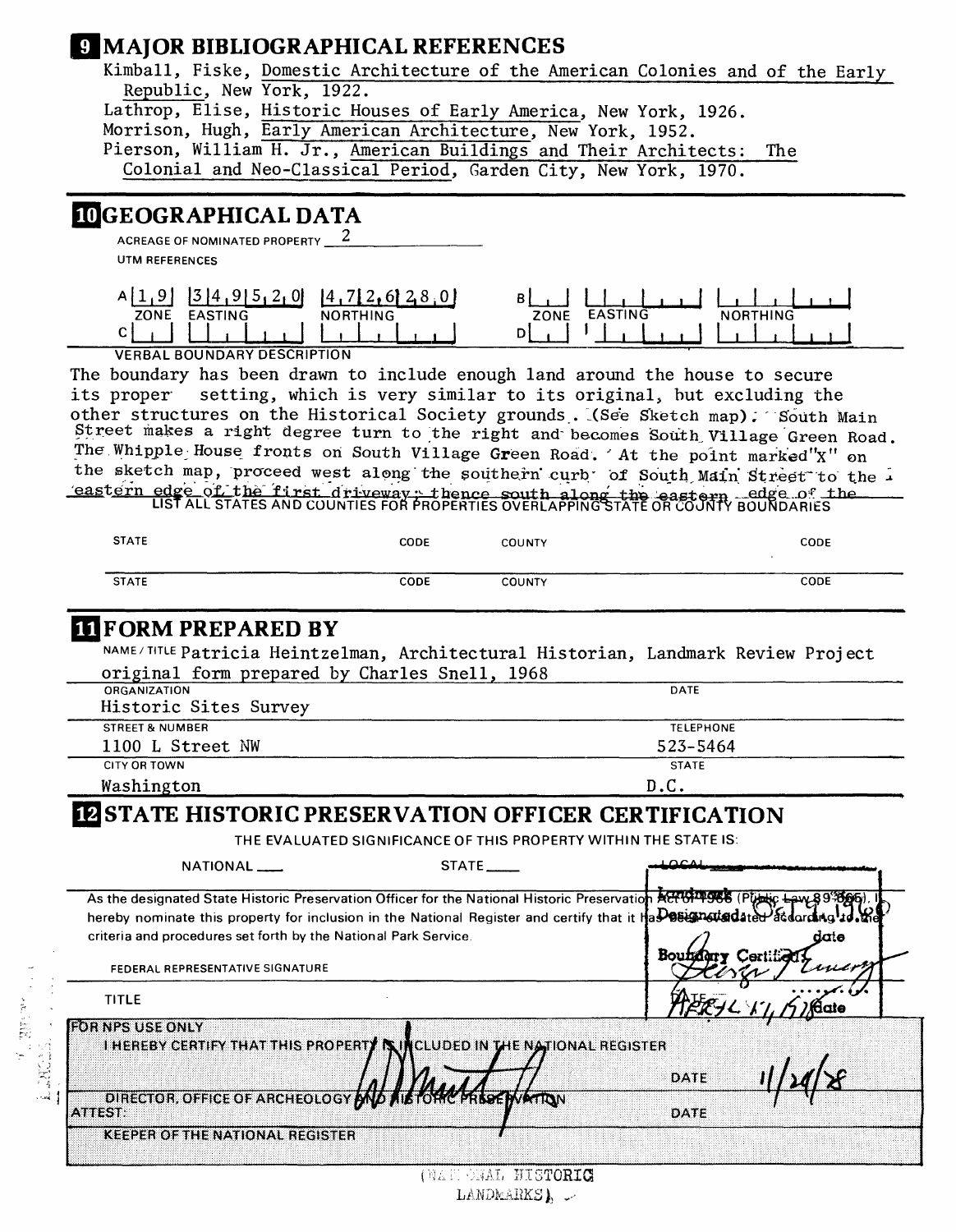## 9 MAJOR BIBLIOGRAPHICAL REFERENCES

Kimball, Fiske, Domestic Architecture of the American Colonies and of the Early Republic, New York, 1922.
Lathrop, Elise, Historic Houses of Early America, New York, 1926.
Morrison, Hugh, Early American Architecture, New York, 1952.
Pierson, William H. Jr., American Buildings and Their Architects: The Colonial and Neo-Classical Period, Garden City, New York, 1970.

## 10 GEOGRAPHICAL DATA

ACREAGE OF NOMINATED PROPERTY 2

UTM REFERENCES

| | ZONE | EASTING | NORTHING | | ZONE | EASTING | NORTHING |
|---|---|---|---|---|---|---|---|
| A | 1 9 | 3 4 9 5 2 0 | 4 7 2 6 2 8 0 | B | | | |
| C | | | | D | | | |

VERBAL BOUNDARY DESCRIPTION

The boundary has been drawn to include enough land around the house to secure its proper setting, which is very similar to its original, but excluding the other structures on the Historical Society grounds. (See Sketch map). South Main Street makes a right degree turn to the right and becomes South Village Green Road. The Whipple House fronts on South Village Green Road. At the point marked "X" on the sketch map, proceed west along the southern curb of South Main Street to the eastern edge of the first driveway; thence south along the eastern edge of the

LIST ALL STATES AND COUNTIES FOR PROPERTIES OVERLAPPING STATE OR COUNTY BOUNDARIES

| STATE | CODE | COUNTY | CODE |
|---|---|---|---|
| STATE | CODE | COUNTY | CODE |

## 11 FORM PREPARED BY

NAME / TITLE Patricia Heintzelman, Architectural Historian, Landmark Review Project
original form prepared by Charles Snell, 1968

| ORGANIZATION | DATE |
|---|---|
| Historic Sites Survey | |
| STREET & NUMBER | TELEPHONE |
| 1100 L Street NW | 523-5464 |
| CITY OR TOWN | STATE |
| Washington | D.C. |

## 12 STATE HISTORIC PRESERVATION OFFICER CERTIFICATION

THE EVALUATED SIGNIFICANCE OF THIS PROPERTY WITHIN THE STATE IS:

NATIONAL ___ STATE ___ LOCAL ___

As the designated State Historic Preservation Officer for the National Historic Preservation Act of 1966 (Public Law 89-665), I hereby nominate this property for inclusion in the National Register and certify that it has been evaluated according to the criteria and procedures set forth by the National Park Service.

Landmark Designated: Oct 9 1960
Boundary Certified: [signature]
date APRIL 14, 1978

FEDERAL REPRESENTATIVE SIGNATURE

TITLE DATE

FOR NPS USE ONLY

I HEREBY CERTIFY THAT THIS PROPERTY IS INCLUDED IN THE NATIONAL REGISTER

[signature] DATE 11/29/78

DIRECTOR, OFFICE OF ARCHEOLOGY AND HISTORIC PRESERVATION

ATTEST: DATE

KEEPER OF THE NATIONAL REGISTER

(NATIONAL HISTORIC LANDMARKS)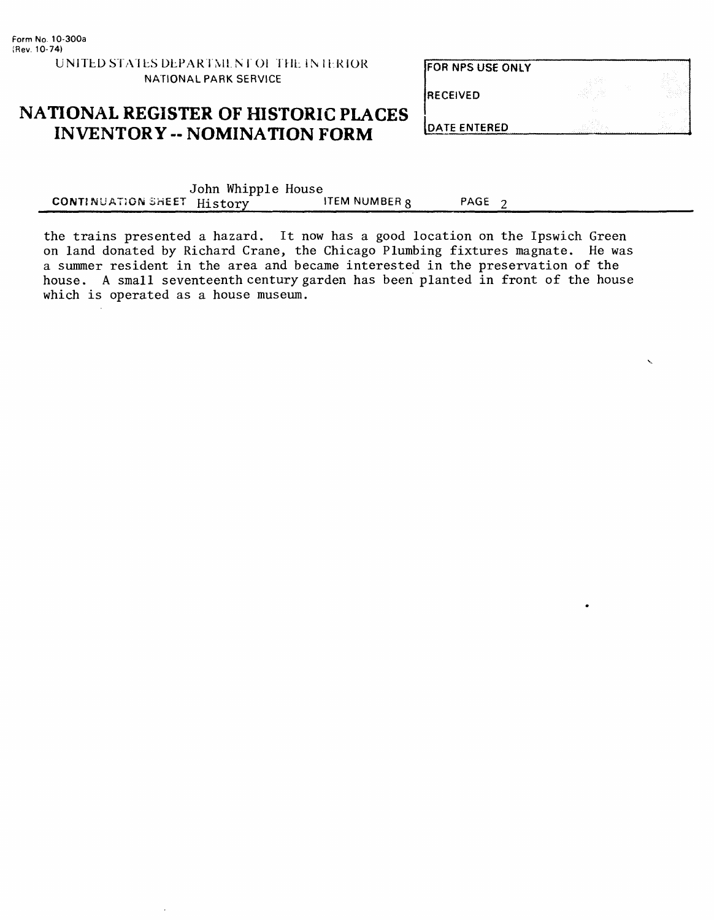Form No. 10-300a
(Rev. 10-74)

UNITED STATES DEPARTMENT OF THE INTERIOR
NATIONAL PARK SERVICE

# NATIONAL REGISTER OF HISTORIC PLACES INVENTORY -- NOMINATION FORM

| FOR NPS USE ONLY |
| --- |
| RECEIVED |
| DATE ENTERED |

John Whipple House

**CONTINUATION SHEET** History **ITEM NUMBER** 8 **PAGE** 2

the trains presented a hazard. It now has a good location on the Ipswich Green on land donated by Richard Crane, the Chicago Plumbing fixtures magnate. He was a summer resident in the area and became interested in the preservation of the house. A small seventeenth century garden has been planted in front of the house which is operated as a house museum.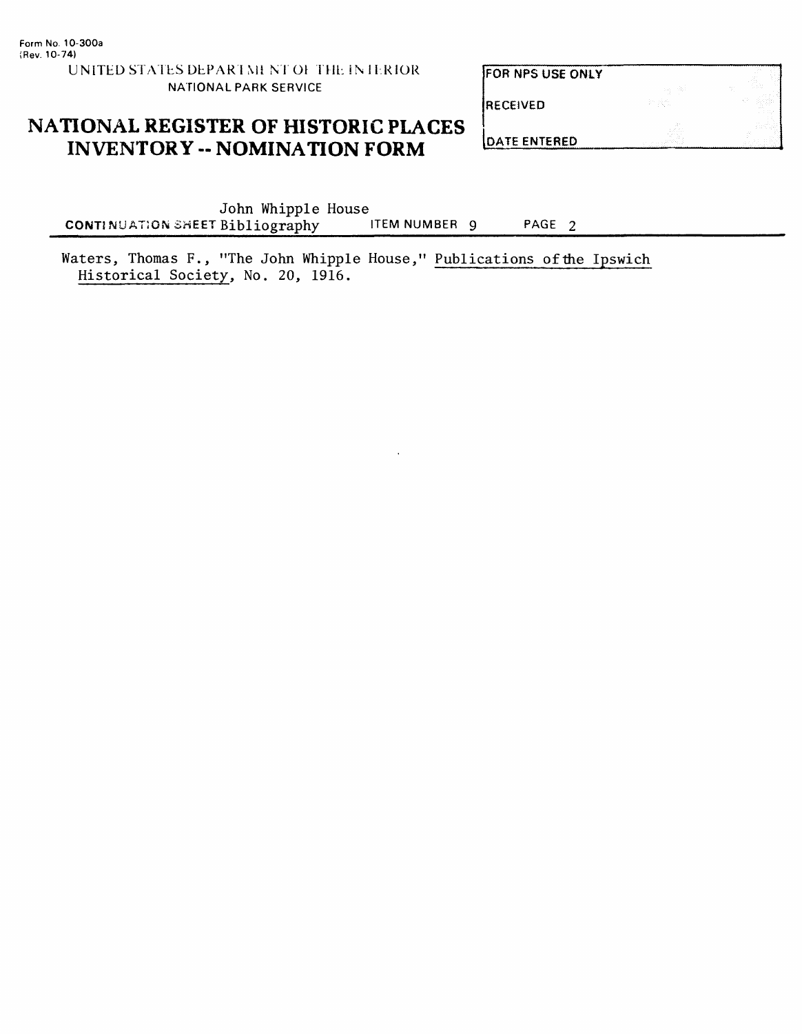Form No. 10-300a
(Rev. 10-74)

UNITED STATES DEPARTMENT OF THE INTERIOR
NATIONAL PARK SERVICE

# NATIONAL REGISTER OF HISTORIC PLACES INVENTORY -- NOMINATION FORM

| FOR NPS USE ONLY |
| --- |
| RECEIVED |
| DATE ENTERED |

John Whipple House
CONTINUATION SHEET Bibliography ITEM NUMBER 9 PAGE 2

Waters, Thomas F., "The John Whipple House," Publications of the Ipswich Historical Society, No. 20, 1916.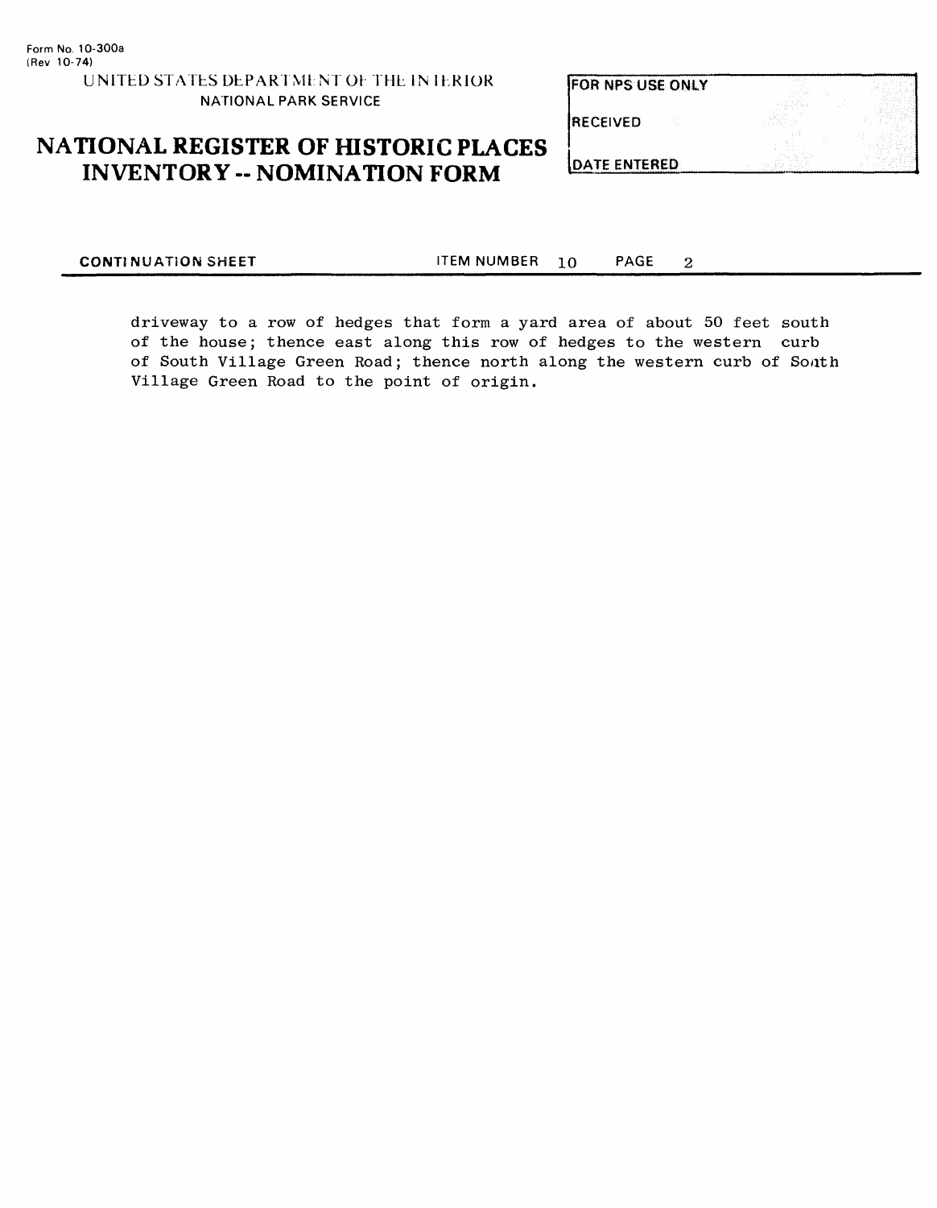Form No. 10-300a
(Rev 10-74)

UNITED STATES DEPARTMENT OF THE INTERIOR
NATIONAL PARK SERVICE

# NATIONAL REGISTER OF HISTORIC PLACES INVENTORY -- NOMINATION FORM

| FOR NPS USE ONLY |
|---|
| RECEIVED |
| DATE ENTERED |

**CONTINUATION SHEET** ITEM NUMBER 10 PAGE 2

driveway to a row of hedges that form a yard area of about 50 feet south of the house; thence east along this row of hedges to the western curb of South Village Green Road; thence north along the western curb of South Village Green Road to the point of origin.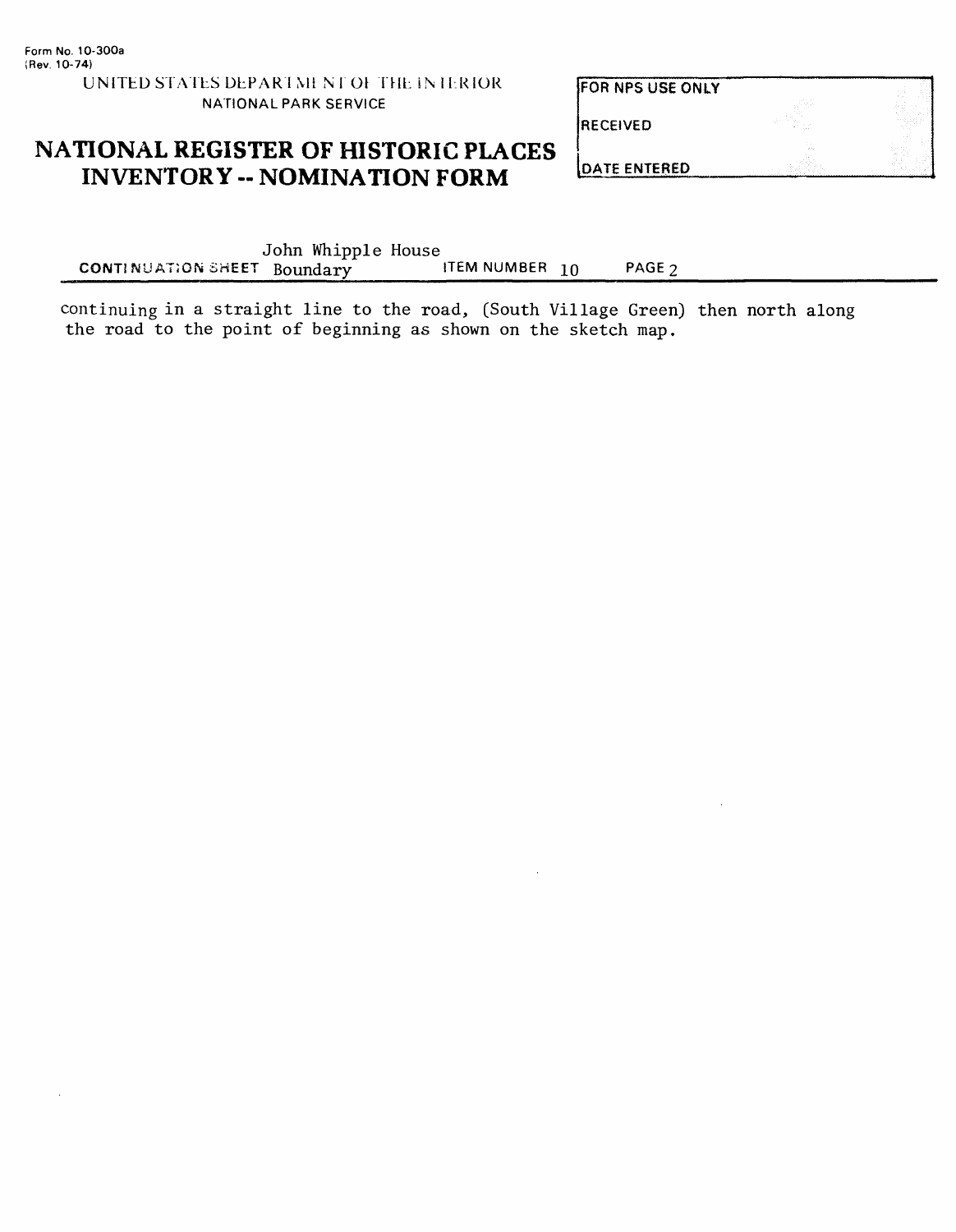Form No. 10-300a
(Rev. 10-74)

UNITED STATES DEPARTMENT OF THE INTERIOR
NATIONAL PARK SERVICE

# NATIONAL REGISTER OF HISTORIC PLACES INVENTORY -- NOMINATION FORM

| FOR NPS USE ONLY |
|---|
| RECEIVED |
| DATE ENTERED |

John Whipple House
CONTINUATION SHEET Boundary ITEM NUMBER 10 PAGE 2

continuing in a straight line to the road, (South Village Green) then north along the road to the point of beginning as shown on the sketch map.